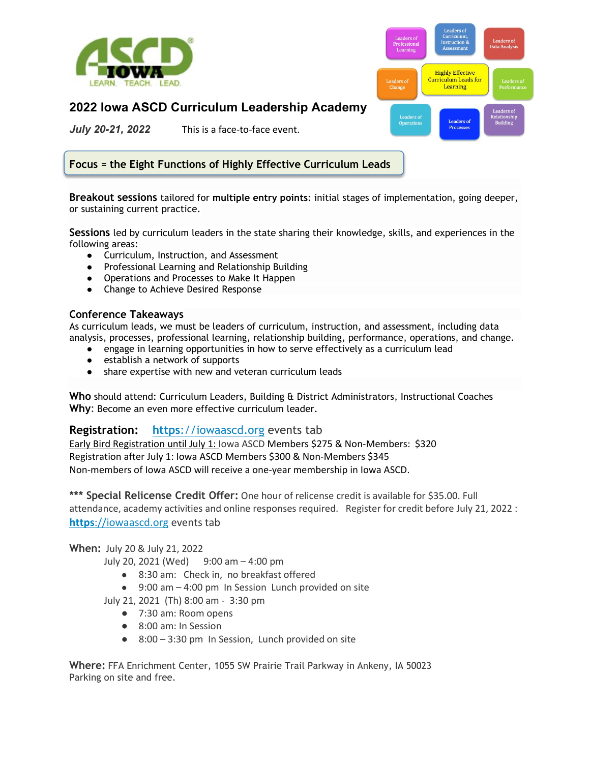# 2022 Iowa ASCD Curriculum Leadership Academy

*July 20-21, 2022* This is a face-to-face event.

Leaders of Professional Learning | Leaders of Curriculum, Instruction & Assessment | Leaders of Data Analysis | Leaders of Change | Highly Effective Curriculum Leads for Learning | Leaders of Performance | Leaders of Operations | Leaders of Processes | Leaders of Relationship Building

**Focus = the Eight Functions of Highly Effective Curriculum Leads**

**Breakout sessions** tailored for **multiple entry points**: initial stages of implementation, going deeper, or sustaining current practice.

**Sessions** led by curriculum leaders in the state sharing their knowledge, skills, and experiences in the following areas:

- Curriculum, Instruction, and Assessment
- Professional Learning and Relationship Building
- Operations and Processes to Make It Happen
- Change to Achieve Desired Response

## Conference Takeaways

As curriculum leads, we must be leaders of curriculum, instruction, and assessment, including data analysis, processes, professional learning, relationship building, performance, operations, and change.

- engage in learning opportunities in how to serve effectively as a curriculum lead
- establish a network of supports
- share expertise with new and veteran curriculum leads

**Who** should attend: Curriculum Leaders, Building & District Administrators, Instructional Coaches
**Why**: Become an even more effective curriculum leader.

**Registration:** https://iowaascd.org events tab
Early Bird Registration until July 1: Iowa ASCD Members $275 & Non-Members: $320
Registration after July 1: Iowa ASCD Members $300 & Non-Members $345
Non-members of Iowa ASCD will receive a one-year membership in Iowa ASCD.

*** **Special Relicense Credit Offer:** One hour of relicense credit is available for $35.00. Full attendance, academy activities and online responses required. Register for credit before July 21, 2022 : **https://iowaascd.org** events tab

**When:** July 20 & July 21, 2022

July 20, 2021 (Wed) 9:00 am – 4:00 pm

- 8:30 am: Check in, no breakfast offered
- 9:00 am – 4:00 pm In Session Lunch provided on site

July 21, 2021 (Th) 8:00 am - 3:30 pm

- 7:30 am: Room opens
- 8:00 am: In Session
- 8:00 – 3:30 pm In Session, Lunch provided on site

**Where:** FFA Enrichment Center, 1055 SW Prairie Trail Parkway in Ankeny, IA 50023
Parking on site and free.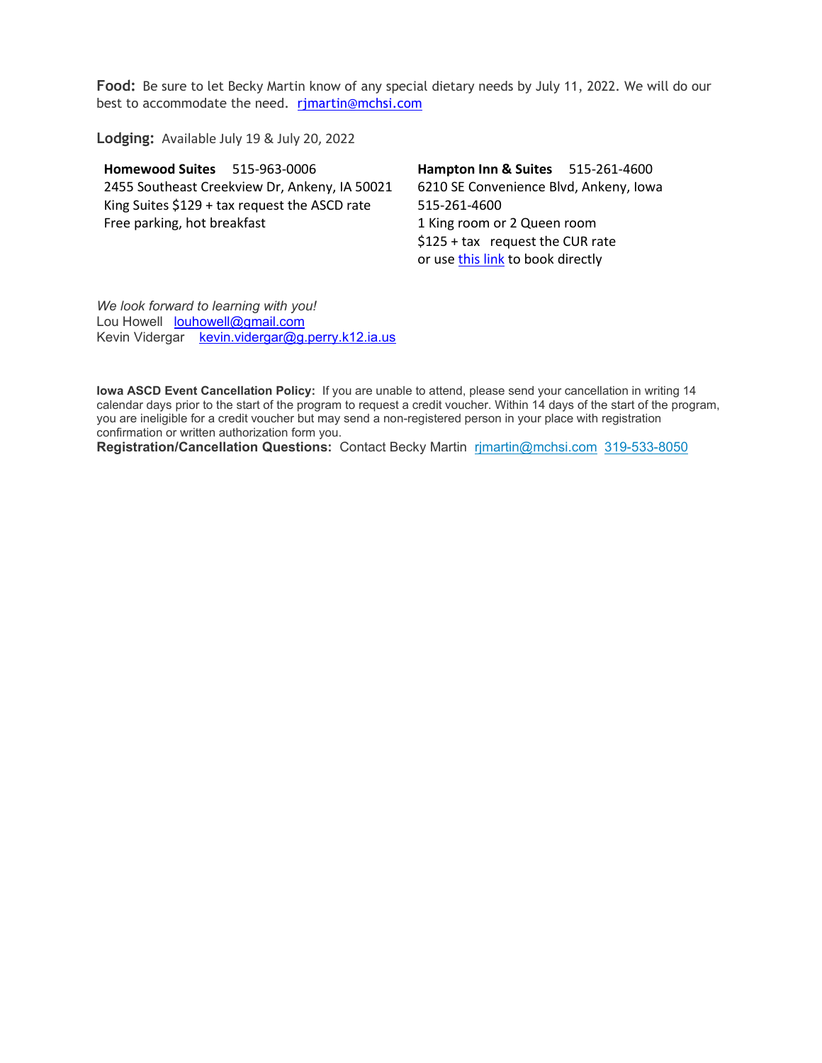**Food:** Be sure to let Becky Martin know of any special dietary needs by July 11, 2022. We will do our best to accommodate the need. rjmartin@mchsi.com

**Lodging:** Available July 19 & July 20, 2022

**Homewood Suites** 515-963-0006
2455 Southeast Creekview Dr, Ankeny, IA 50021
King Suites $129 + tax request the ASCD rate
Free parking, hot breakfast

**Hampton Inn & Suites** 515-261-4600
6210 SE Convenience Blvd, Ankeny, Iowa
515-261-4600
1 King room or 2 Queen room
$125 + tax request the CUR rate
or use this link to book directly

*We look forward to learning with you!*
Lou Howell louhowell@gmail.com
Kevin Vidergar kevin.vidergar@g.perry.k12.ia.us

**Iowa ASCD Event Cancellation Policy:** If you are unable to attend, please send your cancellation in writing 14 calendar days prior to the start of the program to request a credit voucher. Within 14 days of the start of the program, you are ineligible for a credit voucher but may send a non-registered person in your place with registration confirmation or written authorization form you.

**Registration/Cancellation Questions:** Contact Becky Martin rjmartin@mchsi.com 319-533-8050